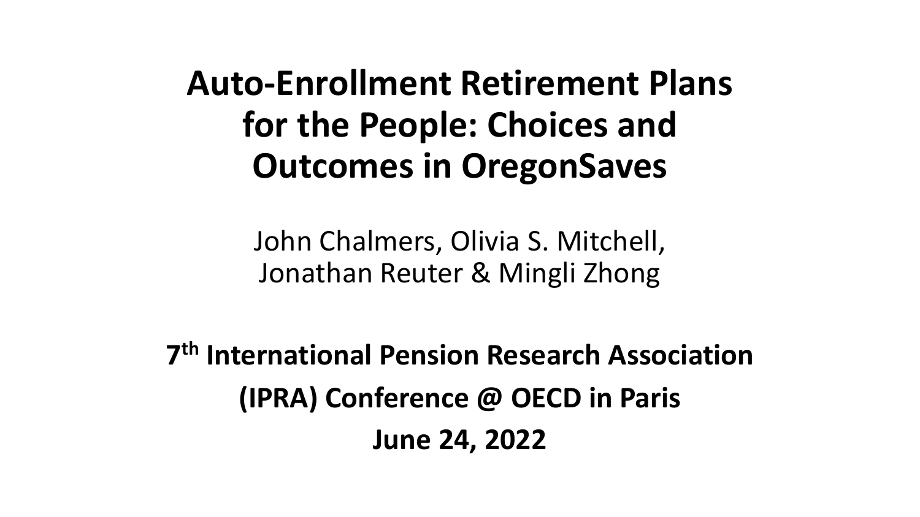# Auto-Enrollment Retirement Plans for the People: Choices and Outcomes in OregonSaves

John Chalmers, Olivia S. Mitchell, Jonathan Reuter & Mingli Zhong

**7th International Pension Research Association (IPRA) Conference @ OECD in Paris**

**June 24, 2022**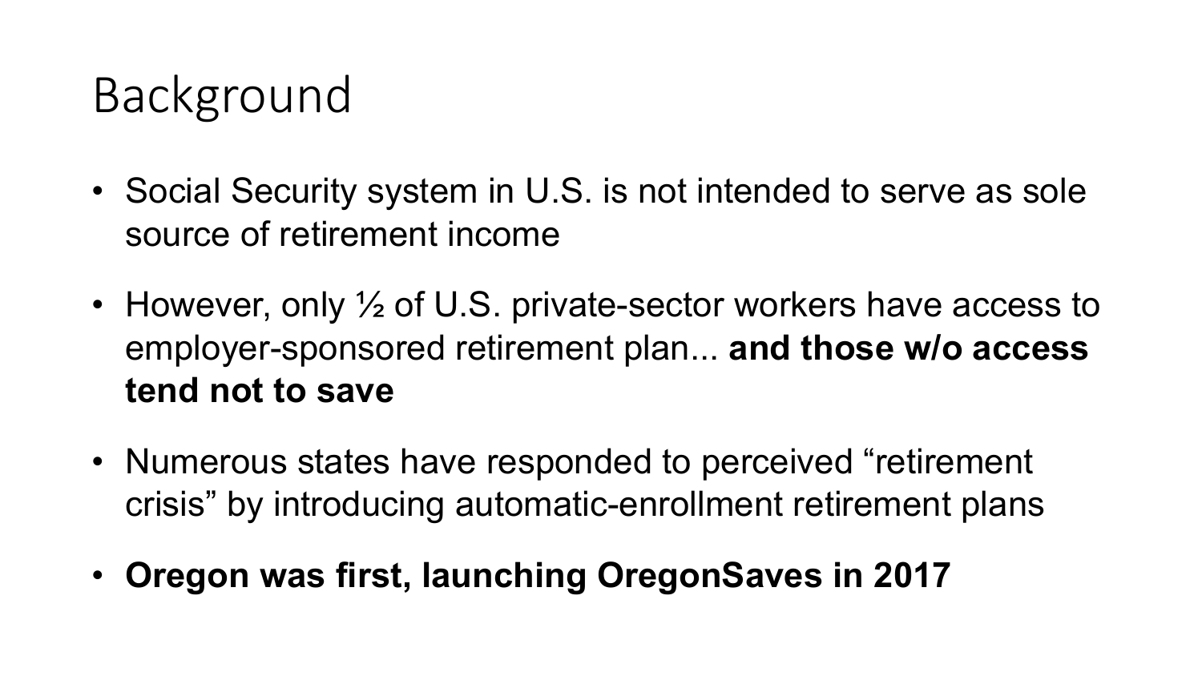# Background

- Social Security system in U.S. is not intended to serve as sole source of retirement income
- However, only ½ of U.S. private-sector workers have access to employer-sponsored retirement plan... **and those w/o access tend not to save**
- Numerous states have responded to perceived "retirement crisis" by introducing automatic-enrollment retirement plans
- **Oregon was first, launching OregonSaves in 2017**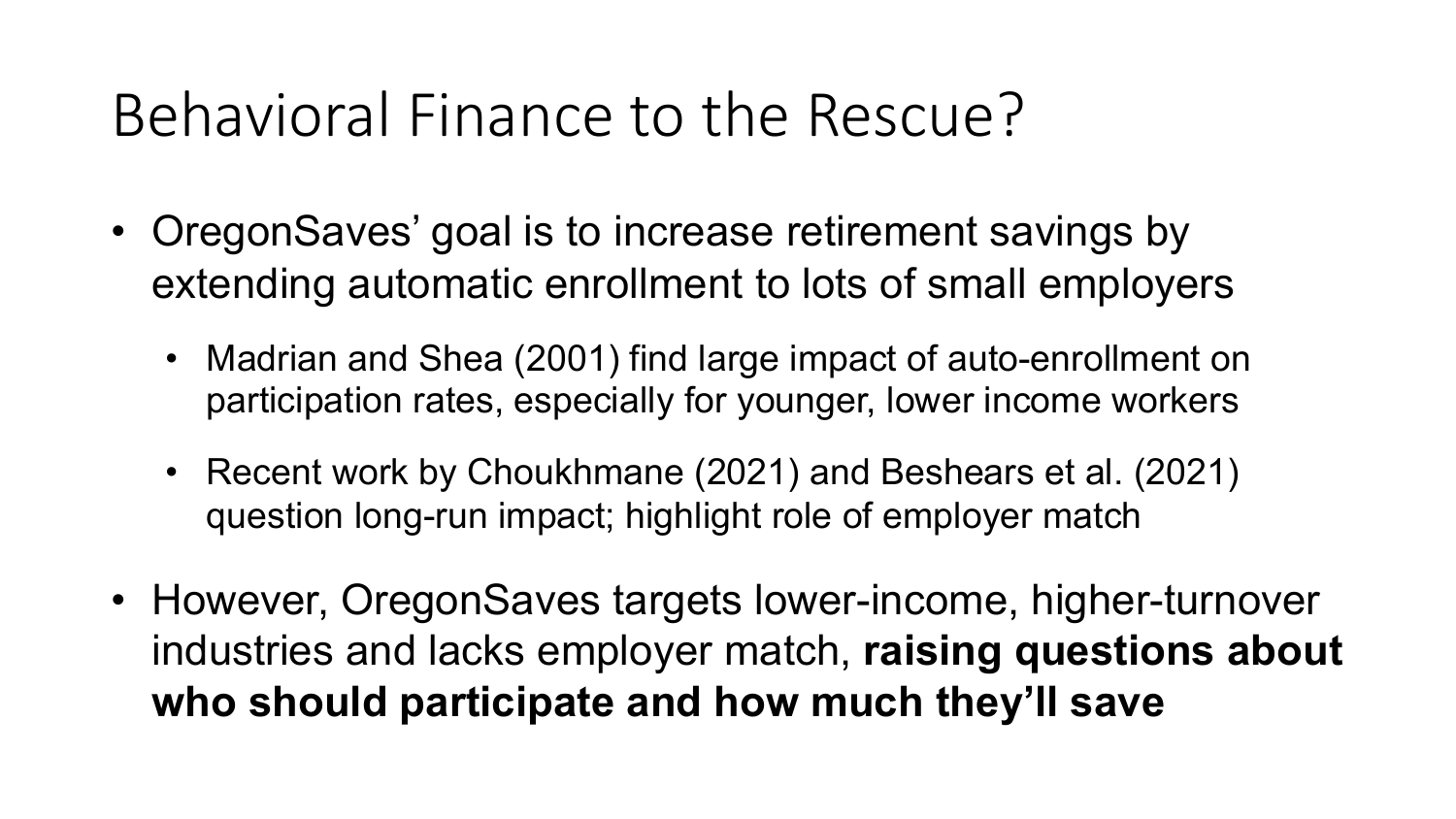# Behavioral Finance to the Rescue?

- OregonSaves' goal is to increase retirement savings by extending automatic enrollment to lots of small employers
  - Madrian and Shea (2001) find large impact of auto-enrollment on participation rates, especially for younger, lower income workers
  - Recent work by Choukhmane (2021) and Beshears et al. (2021) question long-run impact; highlight role of employer match
- However, OregonSaves targets lower-income, higher-turnover industries and lacks employer match, **raising questions about who should participate and how much they'll save**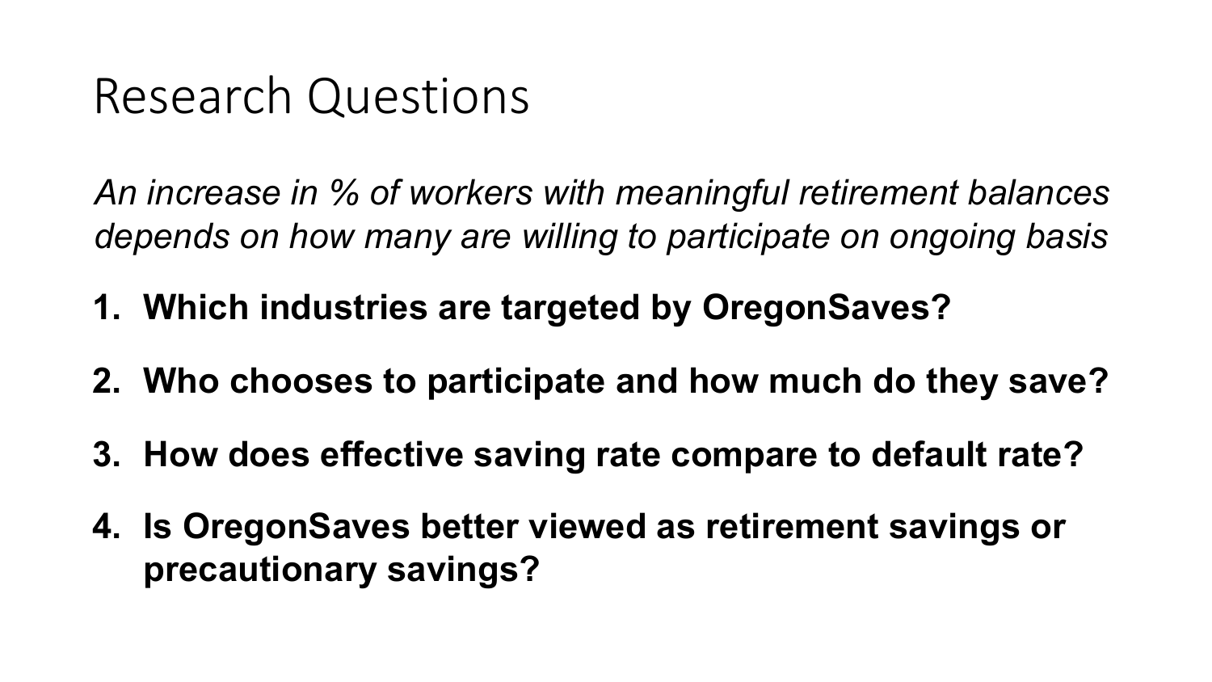# Research Questions

*An increase in % of workers with meaningful retirement balances depends on how many are willing to participate on ongoing basis*

1. **Which industries are targeted by OregonSaves?**
2. **Who chooses to participate and how much do they save?**
3. **How does effective saving rate compare to default rate?**
4. **Is OregonSaves better viewed as retirement savings or precautionary savings?**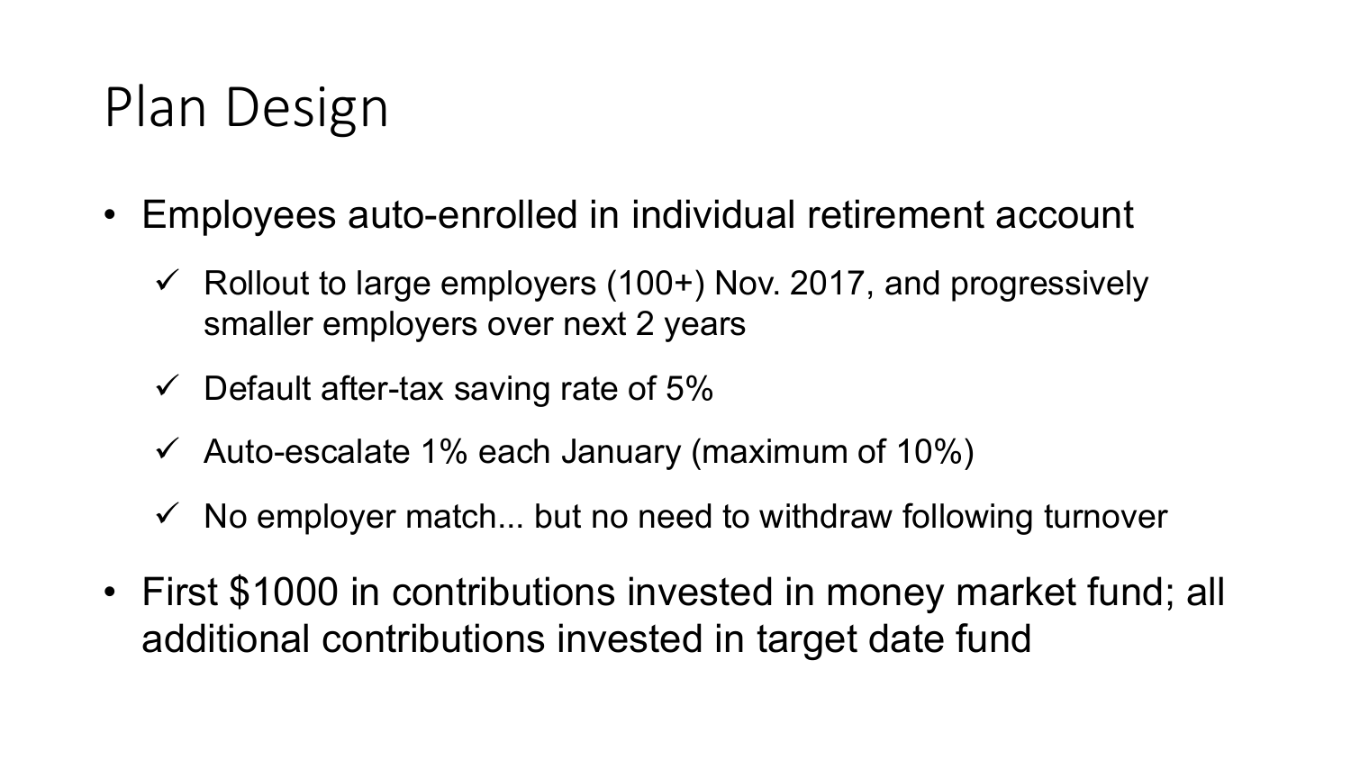# Plan Design

- Employees auto-enrolled in individual retirement account
  - ✓ Rollout to large employers (100+) Nov. 2017, and progressively smaller employers over next 2 years
  - ✓ Default after-tax saving rate of 5%
  - ✓ Auto-escalate 1% each January (maximum of 10%)
  - ✓ No employer match... but no need to withdraw following turnover
- First $1000 in contributions invested in money market fund; all additional contributions invested in target date fund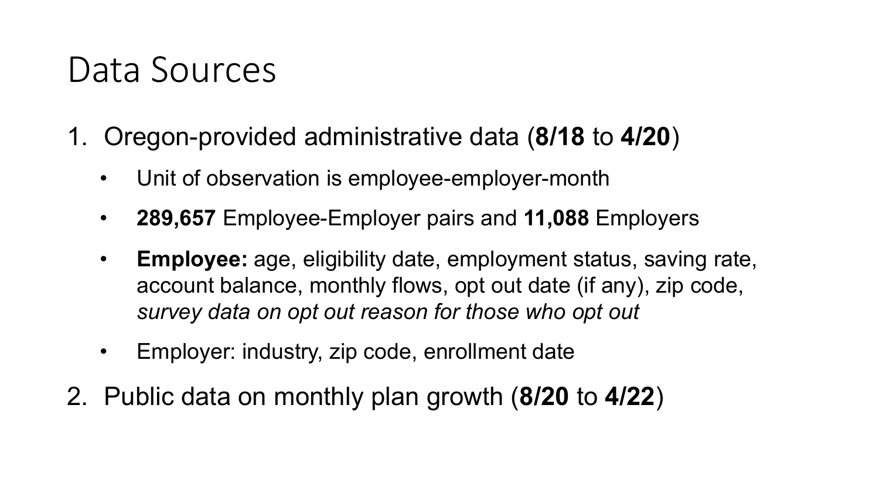# Data Sources

1. Oregon-provided administrative data (**8/18** to **4/20**)
   - Unit of observation is employee-employer-month
   - **289,657** Employee-Employer pairs and **11,088** Employers
   - **Employee:** age, eligibility date, employment status, saving rate, account balance, monthly flows, opt out date (if any), zip code, *survey data on opt out reason for those who opt out*
   - Employer: industry, zip code, enrollment date
2. Public data on monthly plan growth (**8/20** to **4/22**)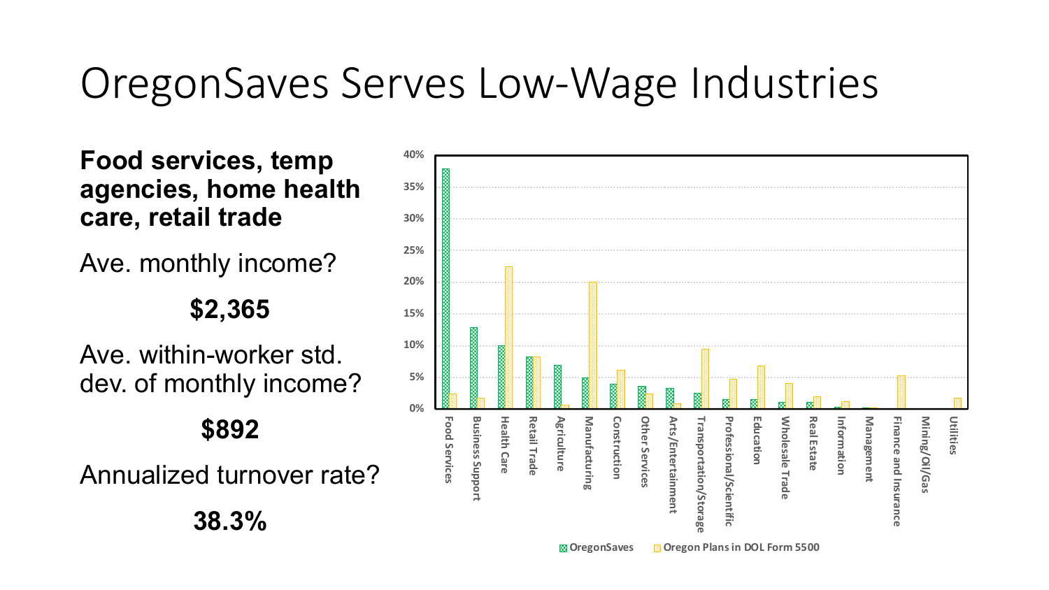# OregonSaves Serves Low-Wage Industries

**Food services, temp agencies, home health care, retail trade**

Ave. monthly income?

**$2,365**

Ave. within-worker std. dev. of monthly income?

**$892**

Annualized turnover rate?

**38.3%**

| Industry | OregonSaves | Oregon Plans in DOL Form 5500 |
|---|---|---|
| Food Services | 38% | 2.3% |
| Business Support | 12.8% | 1.6% |
| Health Care | 10% | 22.4% |
| Retail Trade | 8.2% | 8.2% |
| Agriculture | 6.9% | 0.5% |
| Manufacturing | 4.9% | 20% |
| Construction | 3.9% | 6.1% |
| Other Services | 3.5% | 2.3% |
| Arts/Entertainment | 3.2% | 0.8% |
| Transportation/Storage | 2.4% | 9.4% |
| Professional/Scientific | 1.4% | 4.7% |
| Education | 1.4% | 6.7% |
| Wholesale Trade | 1% | 4% |
| Real Estate | 1% | 1.9% |
| Information | 0.3% | 1.1% |
| Management | 0.1% | 0.1% |
| Finance and Insurance | 0% | 5.2% |
| Mining/Oil/Gas | 0% | 0% |
| Utilities | 0% | 1.6% |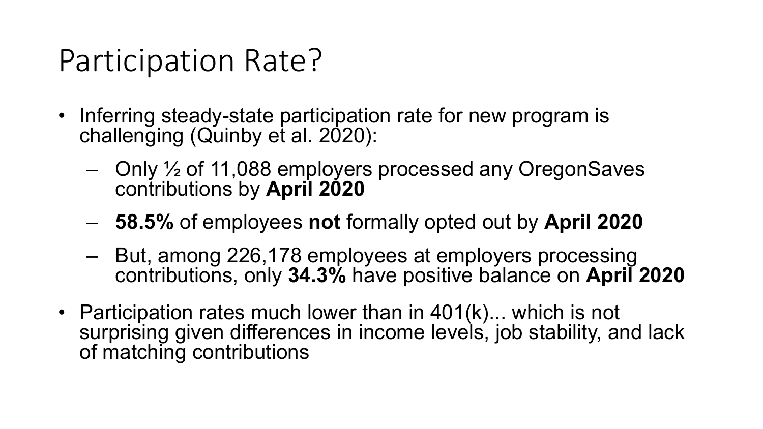# Participation Rate?

- Inferring steady-state participation rate for new program is challenging (Quinby et al. 2020):
  - Only ½ of 11,088 employers processed any OregonSaves contributions by **April 2020**
  - **58.5%** of employees **not** formally opted out by **April 2020**
  - But, among 226,178 employees at employers processing contributions, only **34.3%** have positive balance on **April 2020**
- Participation rates much lower than in 401(k)... which is not surprising given differences in income levels, job stability, and lack of matching contributions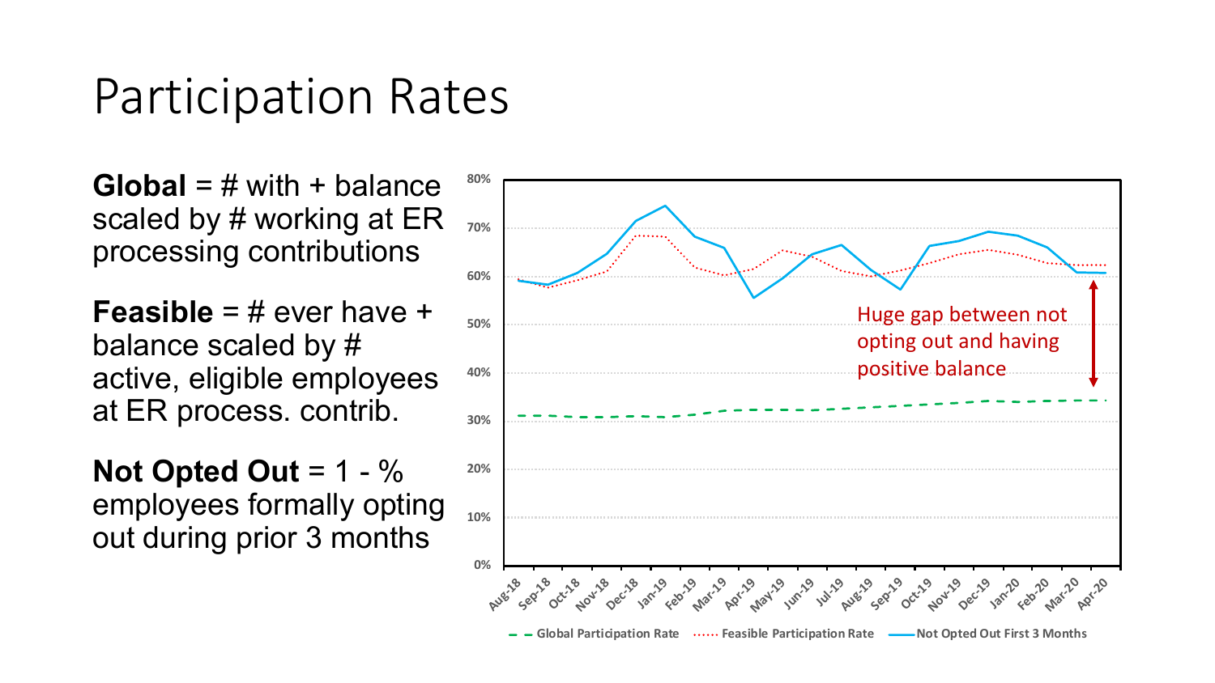# Participation Rates

**Global** = # with + balance scaled by # working at ER processing contributions

**Feasible** = # ever have + balance scaled by # active, eligible employees at ER process. contrib.

**Not Opted Out** = 1 - % employees formally opting out during prior 3 months

80%
70%
60%
50%
40%
30%
20%
10%
0%

Huge gap between not opting out and having positive balance

Aug-18 Sep-18 Oct-18 Nov-18 Dec-18 Jan-19 Feb-19 Mar-19 Apr-19 May-19 Jun-19 Jul-19 Aug-19 Sep-19 Oct-19 Nov-19 Dec-19 Jan-20 Feb-20 Mar-20 Apr-20

Global Participation Rate · Feasible Participation Rate · Not Opted Out First 3 Months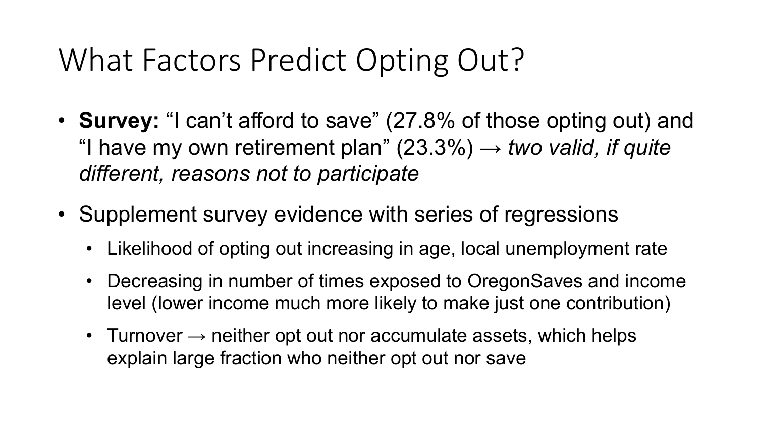# What Factors Predict Opting Out?

- **Survey:** “I can’t afford to save” (27.8% of those opting out) and “I have my own retirement plan” (23.3%) → *two valid, if quite different, reasons not to participate*
- Supplement survey evidence with series of regressions
  - Likelihood of opting out increasing in age, local unemployment rate
  - Decreasing in number of times exposed to OregonSaves and income level (lower income much more likely to make just one contribution)
  - Turnover → neither opt out nor accumulate assets, which helps explain large fraction who neither opt out nor save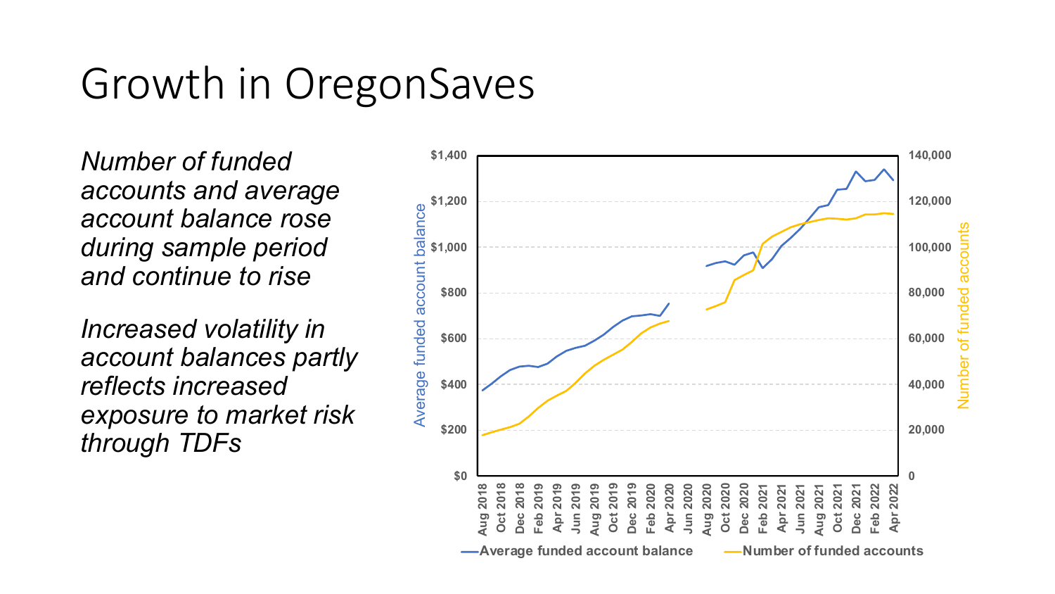# Growth in OregonSaves

*Number of funded accounts and average account balance rose during sample period and continue to rise*

*Increased volatility in account balances partly reflects increased exposure to market risk through TDFs*

Average funded account balance

$1,400
$1,200
$1,000
$800
$600
$400
$200
$0

Number of funded accounts

140,000
120,000
100,000
80,000
60,000
40,000
20,000
0

Aug 2018, Oct 2018, Dec 2018, Feb 2019, Apr 2019, Jun 2019, Aug 2019, Oct 2019, Dec 2019, Feb 2020, Apr 2020, Jun 2020, Aug 2020, Oct 2020, Dec 2020, Feb 2021, Apr 2021, Jun 2021, Aug 2021, Oct 2021, Dec 2021, Feb 2022, Apr 2022

Average funded account balance — Number of funded accounts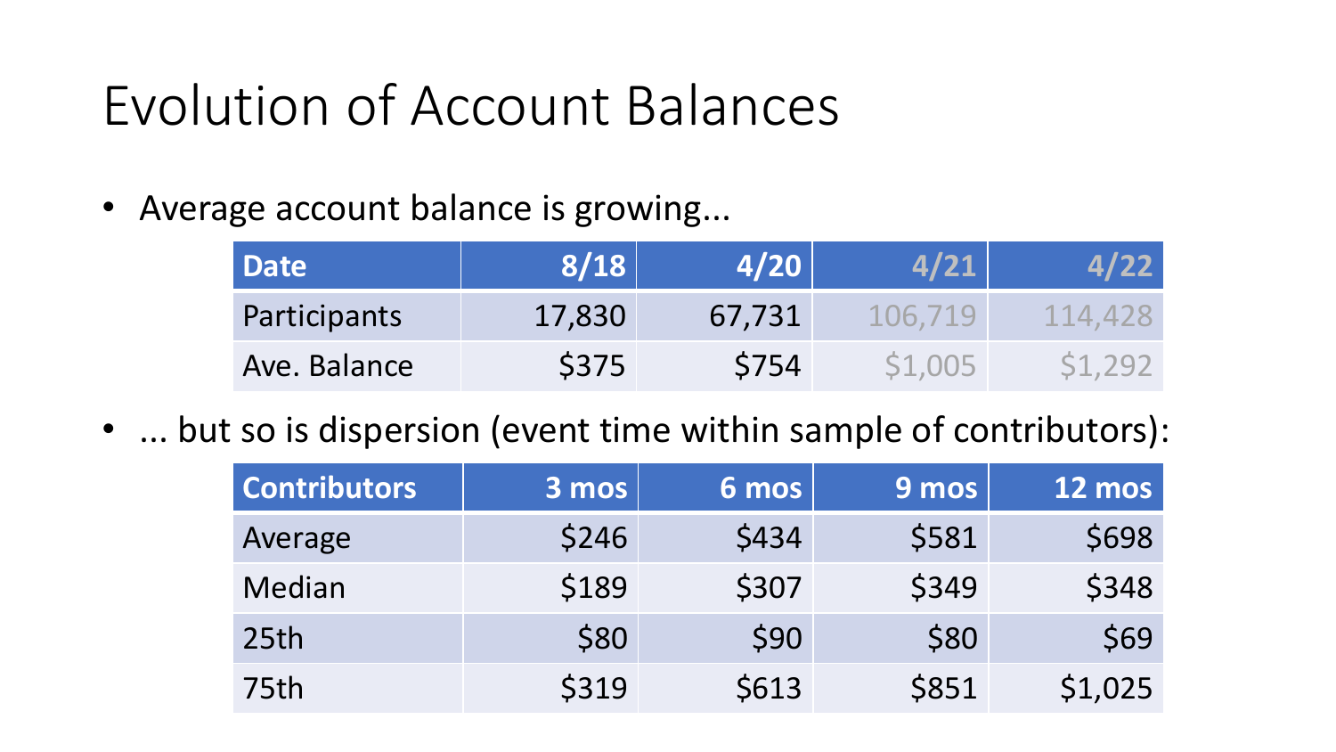# Evolution of Account Balances

- Average account balance is growing...

| Date | 8/18 | 4/20 | 4/21 | 4/22 |
|---|---:|---:|---:|---:|
| Participants | 17,830 | 67,731 | 106,719 | 114,428 |
| Ave. Balance | $375 | $754 | $1,005 | $1,292 |

- ... but so is dispersion (event time within sample of contributors):

| Contributors | 3 mos | 6 mos | 9 mos | 12 mos |
|---|---:|---:|---:|---:|
| Average | $246 | $434 | $581 | $698 |
| Median | $189 | $307 | $349 | $348 |
| 25th | $80 | $90 | $80 | $69 |
| 75th | $319 | $613 | $851 | $1,025 |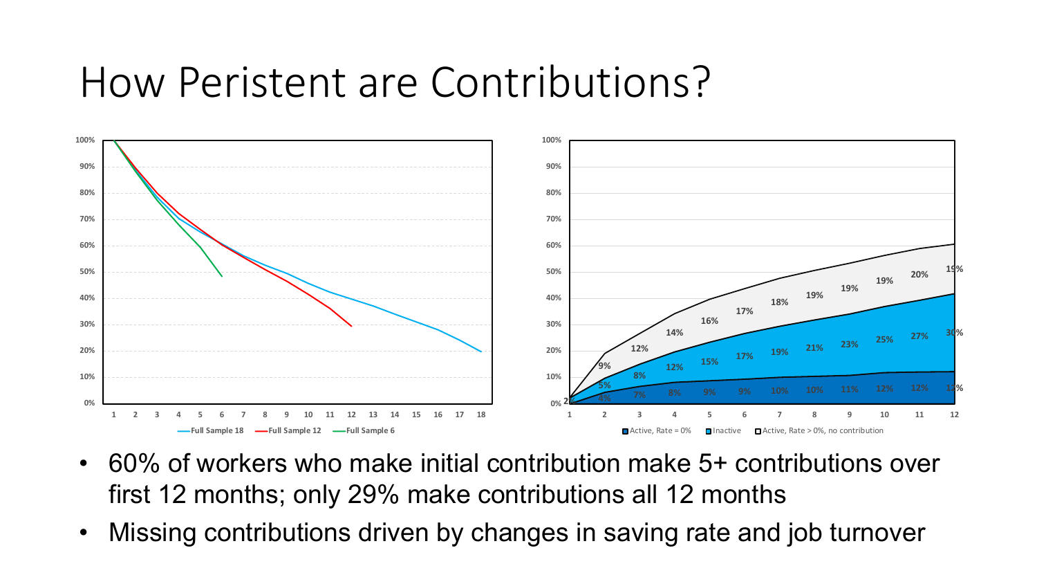# How Peristent are Contributions?

- 60% of workers who make initial contribution make 5+ contributions over first 12 months; only 29% make contributions all 12 months
- Missing contributions driven by changes in saving rate and job turnover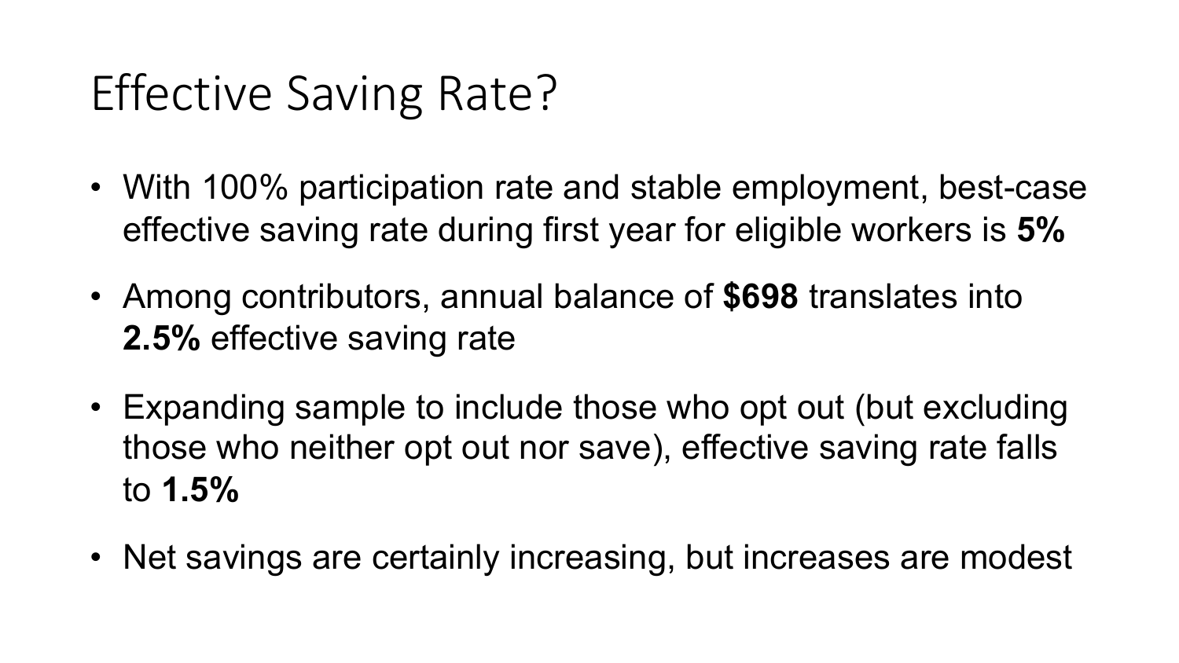# Effective Saving Rate?

- With 100% participation rate and stable employment, best-case effective saving rate during first year for eligible workers is **5%**
- Among contributors, annual balance of **$698** translates into **2.5%** effective saving rate
- Expanding sample to include those who opt out (but excluding those who neither opt out nor save), effective saving rate falls to **1.5%**
- Net savings are certainly increasing, but increases are modest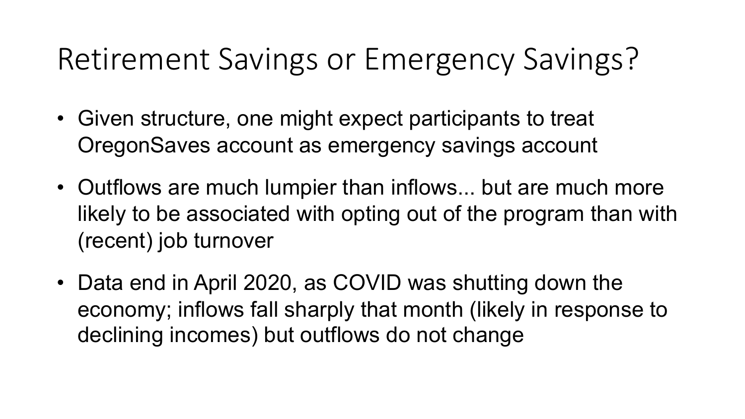# Retirement Savings or Emergency Savings?

- Given structure, one might expect participants to treat OregonSaves account as emergency savings account
- Outflows are much lumpier than inflows... but are much more likely to be associated with opting out of the program than with (recent) job turnover
- Data end in April 2020, as COVID was shutting down the economy; inflows fall sharply that month (likely in response to declining incomes) but outflows do not change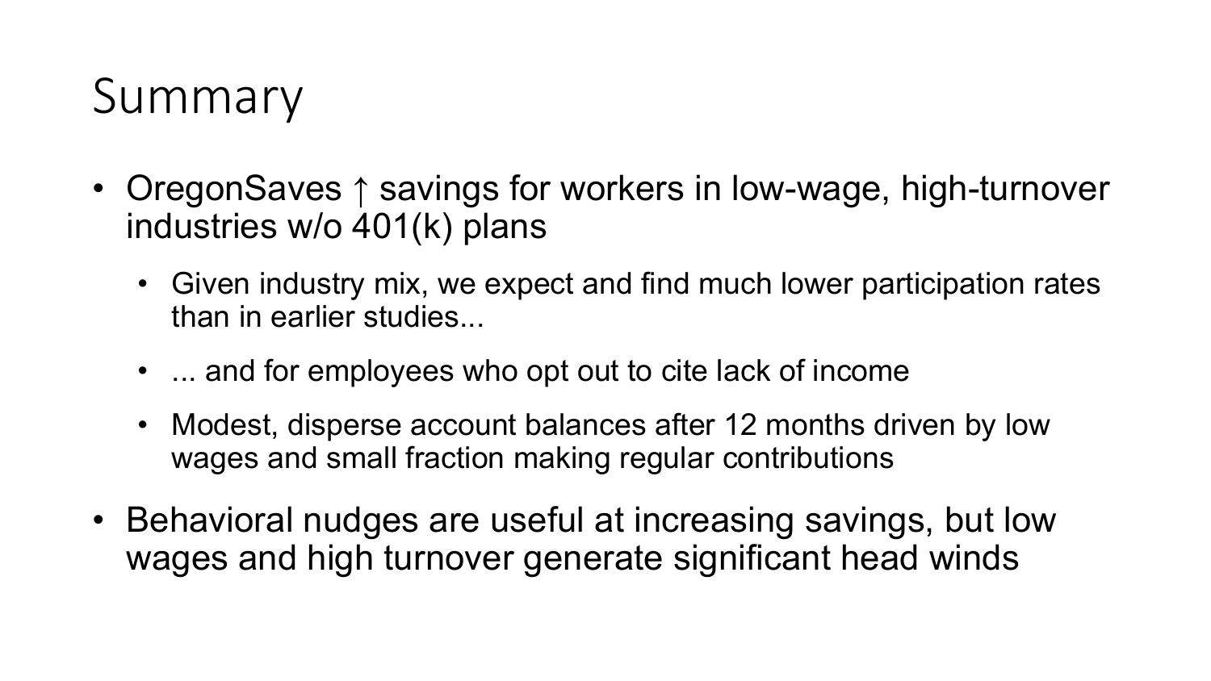# Summary

- OregonSaves ↑ savings for workers in low-wage, high-turnover industries w/o 401(k) plans
  - Given industry mix, we expect and find much lower participation rates than in earlier studies...
  - ... and for employees who opt out to cite lack of income
  - Modest, disperse account balances after 12 months driven by low wages and small fraction making regular contributions
- Behavioral nudges are useful at increasing savings, but low wages and high turnover generate significant head winds